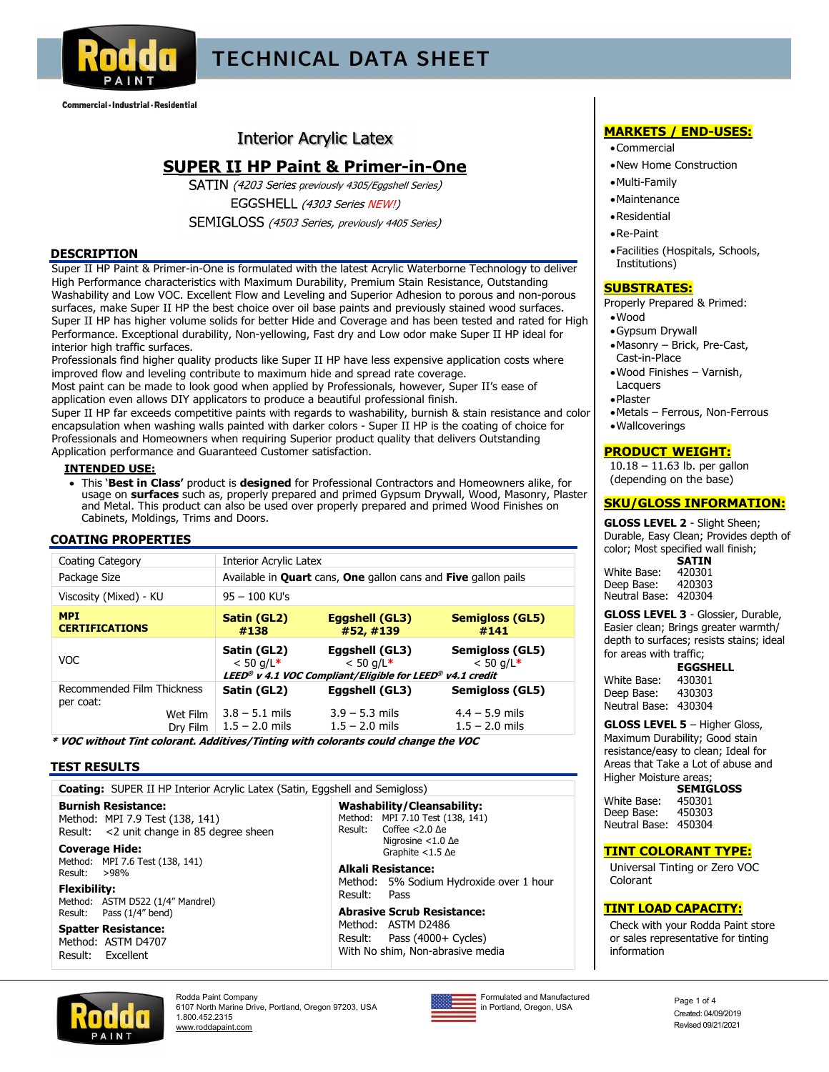# TECHNICAL DATA SHEET

Commercial · Industrial · Residential

## Interior Acrylic Latex

## SUPER II HP Paint & Primer-in-One

SATIN *(4203 Series previously 4305/Eggshell Series)*

EGGSHELL *(4303 Series NEW!)*

SEMIGLOSS *(4503 Series, previously 4405 Series)*

### DESCRIPTION

Super II HP Paint & Primer-in-One is formulated with the latest Acrylic Waterborne Technology to deliver High Performance characteristics with Maximum Durability, Premium Stain Resistance, Outstanding Washability and Low VOC. Excellent Flow and Leveling and Superior Adhesion to porous and non-porous surfaces, make Super II HP the best choice over oil base paints and previously stained wood surfaces. Super II HP has higher volume solids for better Hide and Coverage and has been tested and rated for High Performance. Exceptional durability, Non-yellowing, Fast dry and Low odor make Super II HP ideal for interior high traffic surfaces.

Professionals find higher quality products like Super II HP have less expensive application costs where improved flow and leveling contribute to maximum hide and spread rate coverage.

Most paint can be made to look good when applied by Professionals, however, Super II's ease of application even allows DIY applicators to produce a beautiful professional finish.

Super II HP far exceeds competitive paints with regards to washability, burnish & stain resistance and color encapsulation when washing walls painted with darker colors - Super II HP is the coating of choice for Professionals and Homeowners when requiring Superior product quality that delivers Outstanding Application performance and Guaranteed Customer satisfaction.

**INTENDED USE:**

- This '**Best in Class'** product is **designed** for Professional Contractors and Homeowners alike, for usage on **surfaces** such as, properly prepared and primed Gypsum Drywall, Wood, Masonry, Plaster and Metal. This product can also be used over properly prepared and primed Wood Finishes on Cabinets, Moldings, Trims and Doors.

### COATING PROPERTIES

| | | | |
|---|---|---|---|
| Coating Category | Interior Acrylic Latex | | |
| Package Size | Available in **Quart** cans, **One** gallon cans and **Five** gallon pails | | |
| Viscosity (Mixed) - KU | 95 – 100 KU's | | |
| **MPI CERTIFICATIONS** | **Satin (GL2) #138** | **Eggshell (GL3) #52, #139** | **Semigloss (GL5) #141** |
| VOC | **Satin (GL2)** < 50 g/L* | **Eggshell (GL3)** < 50 g/L* | **Semigloss (GL5)** < 50 g/L* |
| | ***LEED® v 4.1 VOC Compliant/Eligible for LEED® v4.1 credit*** | | |
| Recommended Film Thickness per coat: | **Satin (GL2)** | **Eggshell (GL3)** | **Semigloss (GL5)** |
| Wet Film | 3.8 – 5.1 mils | 3.9 – 5.3 mils | 4.4 – 5.9 mils |
| Dry Film | 1.5 – 2.0 mils | 1.5 – 2.0 mils | 1.5 – 2.0 mils |

***\* VOC without Tint colorant. Additives/Tinting with colorants could change the VOC***

### TEST RESULTS

**Coating:** SUPER II HP Interior Acrylic Latex (Satin, Eggshell and Semigloss)

**Burnish Resistance:**
Method: MPI 7.9 Test (138, 141)
Result: <2 unit change in 85 degree sheen

**Coverage Hide:**
Method: MPI 7.6 Test (138, 141)
Result: >98%

**Flexibility:**
Method: ASTM D522 (1/4" Mandrel)
Result: Pass (1/4" bend)

**Spatter Resistance:**
Method: ASTM D4707
Result: Excellent

**Washability/Cleansability:**
Method: MPI 7.10 Test (138, 141)
Result: Coffee <2.0 Δe
Nigrosine <1.0 Δe
Graphite <1.5 Δe

**Alkali Resistance:**
Method: 5% Sodium Hydroxide over 1 hour
Result: Pass

**Abrasive Scrub Resistance:**
Method: ASTM D2486
Result: Pass (4000+ Cycles)
With No shim, Non-abrasive media

### MARKETS / END-USES:

- Commercial
- New Home Construction
- Multi-Family
- Maintenance
- Residential
- Re-Paint
- Facilities (Hospitals, Schools, Institutions)

### SUBSTRATES:

Properly Prepared & Primed:

- Wood
- Gypsum Drywall
- Masonry – Brick, Pre-Cast, Cast-in-Place
- Wood Finishes – Varnish, Lacquers
- Plaster
- Metals – Ferrous, Non-Ferrous
- Wallcoverings

### PRODUCT WEIGHT:

10.18 – 11.63 lb. per gallon (depending on the base)

### SKU/GLOSS INFORMATION:

**GLOSS LEVEL 2** - Slight Sheen; Durable, Easy Clean; Provides depth of color; Most specified wall finish;

**SATIN**

| | |
|---|---|
| White Base: | 420301 |
| Deep Base: | 420303 |
| Neutral Base: | 420304 |

**GLOSS LEVEL 3** - Glossier, Durable, Easier clean; Brings greater warmth/ depth to surfaces; resists stains; ideal for areas with traffic;

**EGGSHELL**

| | |
|---|---|
| White Base: | 430301 |
| Deep Base: | 430303 |
| Neutral Base: | 430304 |

**GLOSS LEVEL 5** – Higher Gloss, Maximum Durability; Good stain resistance/easy to clean; Ideal for Areas that Take a Lot of abuse and Higher Moisture areas;

**SEMIGLOSS**

| | |
|---|---|
| White Base: | 450301 |
| Deep Base: | 450303 |
| Neutral Base: | 450304 |

### TINT COLORANT TYPE:

Universal Tinting or Zero VOC Colorant

### TINT LOAD CAPACITY:

Check with your Rodda Paint store or sales representative for tinting information

Rodda Paint Company
6107 North Marine Drive, Portland, Oregon 97203, USA
1.800.452.2315
www.roddapaint.com

Formulated and Manufactured in Portland, Oregon, USA

Created: 04/09/2019
Revised 09/21/2021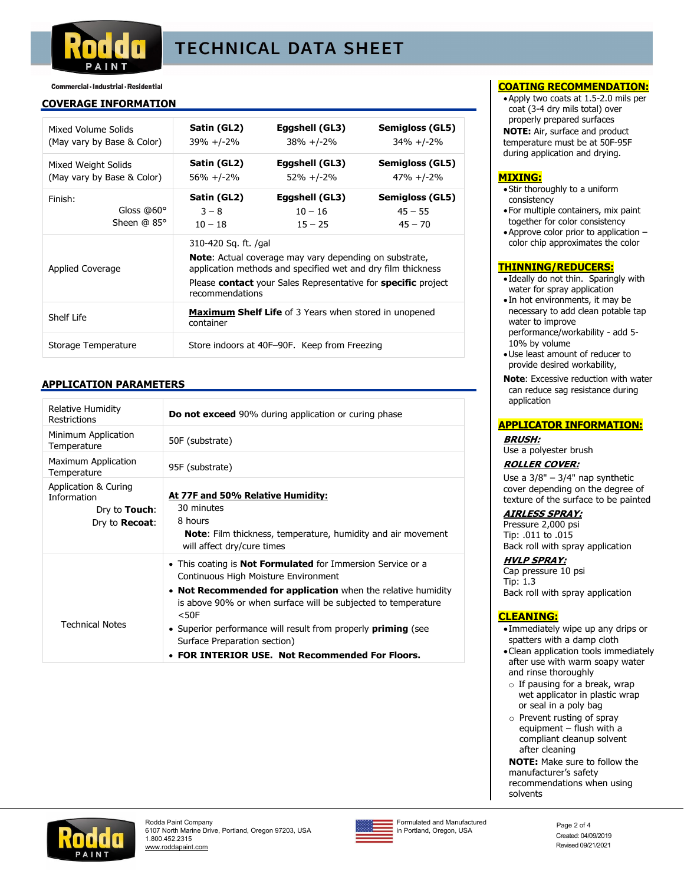# TECHNICAL DATA SHEET

Commercial · Industrial · Residential

## COVERAGE INFORMATION

| | | | |
|---|---|---|---|
| Mixed Volume Solids (May vary by Base & Color) | **Satin (GL2)** 39% +/-2% | **Eggshell (GL3)** 38% +/-2% | **Semigloss (GL5)** 34% +/-2% |
| Mixed Weight Solids (May vary by Base & Color) | **Satin (GL2)** 56% +/-2% | **Eggshell (GL3)** 52% +/-2% | **Semigloss (GL5)** 47% +/-2% |
| Finish: | **Satin (GL2)** | **Eggshell (GL3)** | **Semigloss (GL5)** |
| Gloss @60° | 3 – 8 | 10 – 16 | 45 – 55 |
| Sheen @ 85° | 10 – 18 | 15 – 25 | 45 – 70 |
| Applied Coverage | 310-420 Sq. ft. /gal<br>**Note**: Actual coverage may vary depending on substrate, application methods and specified wet and dry film thickness<br>Please **contact** your Sales Representative for **specific** project recommendations | | |
| Shelf Life | **Maximum Shelf Life** of 3 Years when stored in unopened container | | |
| Storage Temperature | Store indoors at 40F–90F. Keep from Freezing | | |

## APPLICATION PARAMETERS

| | |
|---|---|
| Relative Humidity Restrictions | **Do not exceed** 90% during application or curing phase |
| Minimum Application Temperature | 50F (substrate) |
| Maximum Application Temperature | 95F (substrate) |
| Application & Curing Information | **At 77F and 50% Relative Humidity:** |
| Dry to **Touch**: | 30 minutes |
| Dry to **Recoat**: | 8 hours<br>**Note**: Film thickness, temperature, humidity and air movement will affect dry/cure times |
| Technical Notes | • This coating is **Not Formulated** for Immersion Service or a Continuous High Moisture Environment<br>• **Not Recommended for application** when the relative humidity is above 90% or when surface will be subjected to temperature <50F<br>• Superior performance will result from properly **priming** (see Surface Preparation section)<br>• **FOR INTERIOR USE. Not Recommended For Floors.** |

## COATING RECOMMENDATION:

- Apply two coats at 1.5-2.0 mils per coat (3-4 dry mils total) over properly prepared surfaces

**NOTE:** Air, surface and product temperature must be at 50F-95F during application and drying.

## MIXING:

- Stir thoroughly to a uniform consistency
- For multiple containers, mix paint together for color consistency
- Approve color prior to application – color chip approximates the color

## THINNING/REDUCERS:

- Ideally do not thin. Sparingly with water for spray application
- In hot environments, it may be necessary to add clean potable tap water to improve performance/workability - add 5-10% by volume
- Use least amount of reducer to provide desired workability,

**Note**: Excessive reduction with water can reduce sag resistance during application

## APPLICATOR INFORMATION:

***BRUSH:***
Use a polyester brush

***ROLLER COVER:***
Use a 3/8" – 3/4" nap synthetic cover depending on the degree of texture of the surface to be painted

***AIRLESS SPRAY:***
Pressure 2,000 psi
Tip: .011 to .015
Back roll with spray application

***HVLP SPRAY:***
Cap pressure 10 psi
Tip: 1.3
Back roll with spray application

## CLEANING:

- Immediately wipe up any drips or spatters with a damp cloth
- Clean application tools immediately after use with warm soapy water and rinse thoroughly
  - If pausing for a break, wrap wet applicator in plastic wrap or seal in a poly bag
  - Prevent rusting of spray equipment – flush with a compliant cleanup solvent after cleaning

**NOTE:** Make sure to follow the manufacturer's safety recommendations when using solvents

Rodda Paint Company
6107 North Marine Drive, Portland, Oregon 97203, USA
1.800.452.2315
www.roddapaint.com

Formulated and Manufactured in Portland, Oregon, USA

Created: 04/09/2019
Revised 09/21/2021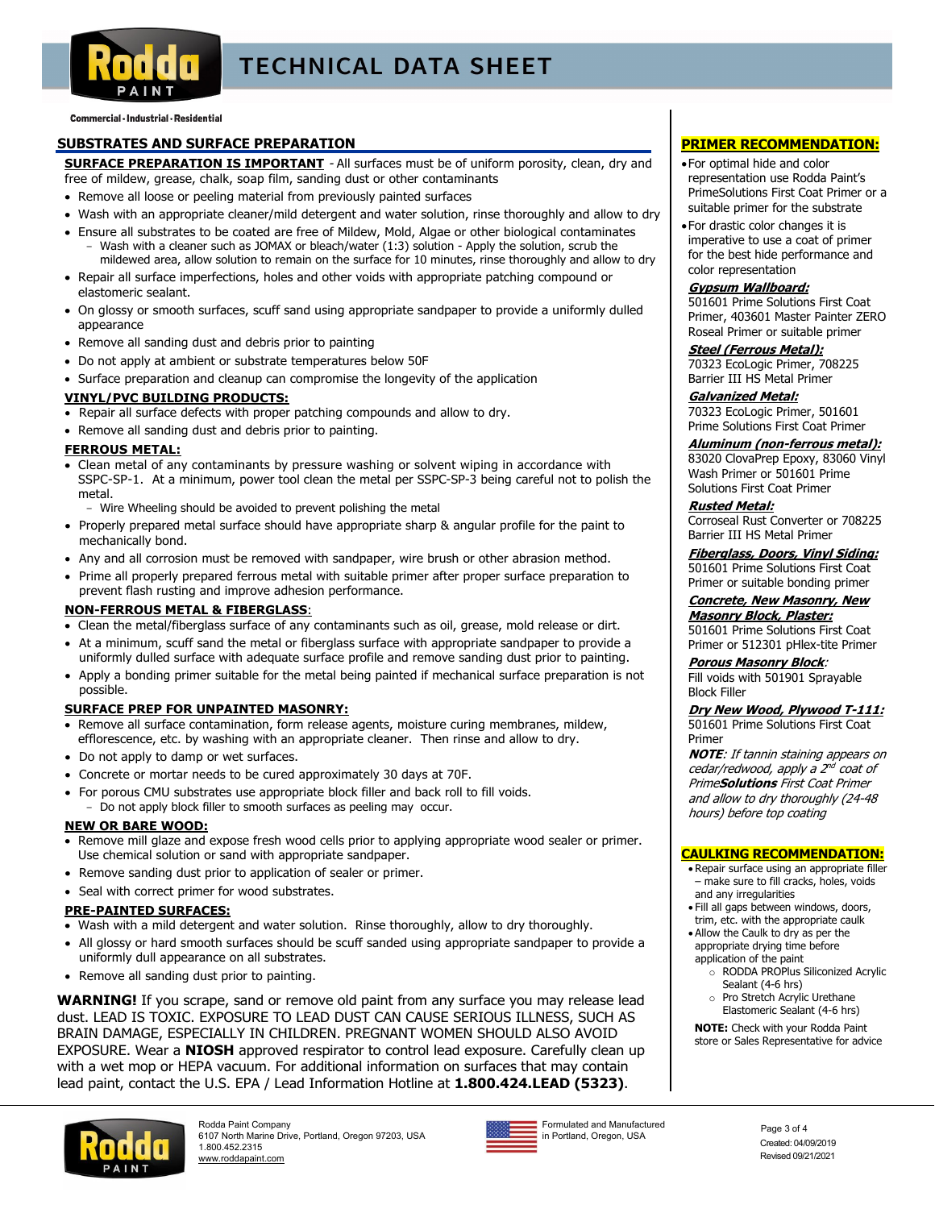# TECHNICAL DATA SHEET

Commercial · Industrial · Residential

## SUBSTRATES AND SURFACE PREPARATION

**SURFACE PREPARATION IS IMPORTANT** - All surfaces must be of uniform porosity, clean, dry and free of mildew, grease, chalk, soap film, sanding dust or other contaminants

- Remove all loose or peeling material from previously painted surfaces
- Wash with an appropriate cleaner/mild detergent and water solution, rinse thoroughly and allow to dry
- Ensure all substrates to be coated are free of Mildew, Mold, Algae or other biological contaminates
  - Wash with a cleaner such as JOMAX or bleach/water (1:3) solution - Apply the solution, scrub the mildewed area, allow solution to remain on the surface for 10 minutes, rinse thoroughly and allow to dry
- Repair all surface imperfections, holes and other voids with appropriate patching compound or elastomeric sealant.
- On glossy or smooth surfaces, scuff sand using appropriate sandpaper to provide a uniformly dulled appearance
- Remove all sanding dust and debris prior to painting
- Do not apply at ambient or substrate temperatures below 50F
- Surface preparation and cleanup can compromise the longevity of the application

**VINYL/PVC BUILDING PRODUCTS:**

- Repair all surface defects with proper patching compounds and allow to dry.
- Remove all sanding dust and debris prior to painting.

**FERROUS METAL:**

- Clean metal of any contaminants by pressure washing or solvent wiping in accordance with SSPC-SP-1. At a minimum, power tool clean the metal per SSPC-SP-3 being careful not to polish the metal.
  - Wire Wheeling should be avoided to prevent polishing the metal
- Properly prepared metal surface should have appropriate sharp & angular profile for the paint to mechanically bond.
- Any and all corrosion must be removed with sandpaper, wire brush or other abrasion method.
- Prime all properly prepared ferrous metal with suitable primer after proper surface preparation to prevent flash rusting and improve adhesion performance.

**NON-FERROUS METAL & FIBERGLASS**:

- Clean the metal/fiberglass surface of any contaminants such as oil, grease, mold release or dirt.
- At a minimum, scuff sand the metal or fiberglass surface with appropriate sandpaper to provide a uniformly dulled surface with adequate surface profile and remove sanding dust prior to painting.
- Apply a bonding primer suitable for the metal being painted if mechanical surface preparation is not possible.

**SURFACE PREP FOR UNPAINTED MASONRY:**

- Remove all surface contamination, form release agents, moisture curing membranes, mildew, efflorescence, etc. by washing with an appropriate cleaner. Then rinse and allow to dry.
- Do not apply to damp or wet surfaces.
- Concrete or mortar needs to be cured approximately 30 days at 70F.
- For porous CMU substrates use appropriate block filler and back roll to fill voids.
  - Do not apply block filler to smooth surfaces as peeling may occur.

**NEW OR BARE WOOD:**

- Remove mill glaze and expose fresh wood cells prior to applying appropriate wood sealer or primer. Use chemical solution or sand with appropriate sandpaper.
- Remove sanding dust prior to application of sealer or primer.
- Seal with correct primer for wood substrates.

**PRE-PAINTED SURFACES:**

- Wash with a mild detergent and water solution. Rinse thoroughly, allow to dry thoroughly.
- All glossy or hard smooth surfaces should be scuff sanded using appropriate sandpaper to provide a uniformly dull appearance on all substrates.
- Remove all sanding dust prior to painting.

**WARNING!** If you scrape, sand or remove old paint from any surface you may release lead dust. LEAD IS TOXIC. EXPOSURE TO LEAD DUST CAN CAUSE SERIOUS ILLNESS, SUCH AS BRAIN DAMAGE, ESPECIALLY IN CHILDREN. PREGNANT WOMEN SHOULD ALSO AVOID EXPOSURE. Wear a **NIOSH** approved respirator to control lead exposure. Carefully clean up with a wet mop or HEPA vacuum. For additional information on surfaces that may contain lead paint, contact the U.S. EPA / Lead Information Hotline at **1.800.424.LEAD (5323)**.

## PRIMER RECOMMENDATION:

- For optimal hide and color representation use Rodda Paint's PrimeSolutions First Coat Primer or a suitable primer for the substrate
- For drastic color changes it is imperative to use a coat of primer for the best hide performance and color representation

***Gypsum Wallboard:***
501601 Prime Solutions First Coat Primer, 403601 Master Painter ZERO Roseal Primer or suitable primer

***Steel (Ferrous Metal):***
70323 EcoLogic Primer, 708225 Barrier III HS Metal Primer

***Galvanized Metal:***
70323 EcoLogic Primer, 501601 Prime Solutions First Coat Primer

***Aluminum (non-ferrous metal):***
83020 ClovaPrep Epoxy, 83060 Vinyl Wash Primer or 501601 Prime Solutions First Coat Primer

***Rusted Metal:***
Corroseal Rust Converter or 708225 Barrier III HS Metal Primer

***Fiberglass, Doors, Vinyl Siding:***
501601 Prime Solutions First Coat Primer or suitable bonding primer

***Concrete, New Masonry, New Masonry Block, Plaster:***
501601 Prime Solutions First Coat Primer or 512301 pHlex-tite Primer

***Porous Masonry Block:***
Fill voids with 501901 Sprayable Block Filler

***Dry New Wood, Plywood T-111:***
501601 Prime Solutions First Coat Primer

***NOTE**: If tannin staining appears on cedar/redwood, apply a 2nd coat of Prime**Solutions** First Coat Primer and allow to dry thoroughly (24-48 hours) before top coating*

## CAULKING RECOMMENDATION:

- Repair surface using an appropriate filler – make sure to fill cracks, holes, voids and any irregularities
- Fill all gaps between windows, doors, trim, etc. with the appropriate caulk
- Allow the Caulk to dry as per the appropriate drying time before application of the paint
  - RODDA PROPlus Siliconized Acrylic Sealant (4-6 hrs)
  - Pro Stretch Acrylic Urethane Elastomeric Sealant (4-6 hrs)

**NOTE:** Check with your Rodda Paint store or Sales Representative for advice

Rodda Paint Company
6107 North Marine Drive, Portland, Oregon 97203, USA
1.800.452.2315
www.roddapaint.com

Formulated and Manufactured in Portland, Oregon, USA

Created: 04/09/2019
Revised 09/21/2021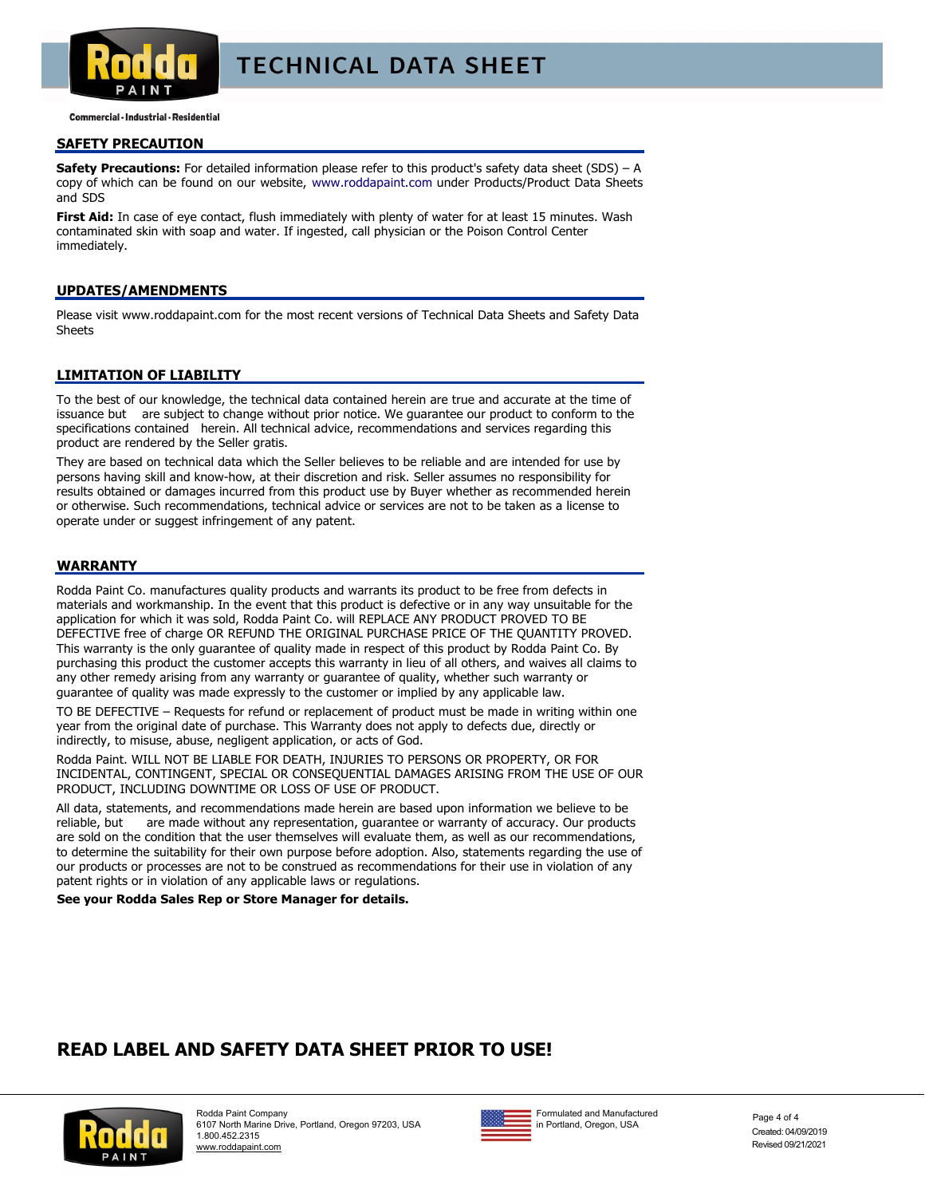## SAFETY PRECAUTION

**Safety Precautions:** For detailed information please refer to this product's safety data sheet (SDS) – A copy of which can be found on our website, www.roddapaint.com under Products/Product Data Sheets and SDS

**First Aid:** In case of eye contact, flush immediately with plenty of water for at least 15 minutes. Wash contaminated skin with soap and water. If ingested, call physician or the Poison Control Center immediately.

## UPDATES/AMENDMENTS

Please visit www.roddapaint.com for the most recent versions of Technical Data Sheets and Safety Data Sheets

## LIMITATION OF LIABILITY

To the best of our knowledge, the technical data contained herein are true and accurate at the time of issuance but are subject to change without prior notice. We guarantee our product to conform to the specifications contained herein. All technical advice, recommendations and services regarding this product are rendered by the Seller gratis.

They are based on technical data which the Seller believes to be reliable and are intended for use by persons having skill and know-how, at their discretion and risk. Seller assumes no responsibility for results obtained or damages incurred from this product use by Buyer whether as recommended herein or otherwise. Such recommendations, technical advice or services are not to be taken as a license to operate under or suggest infringement of any patent.

## WARRANTY

Rodda Paint Co. manufactures quality products and warrants its product to be free from defects in materials and workmanship. In the event that this product is defective or in any way unsuitable for the application for which it was sold, Rodda Paint Co. will REPLACE ANY PRODUCT PROVED TO BE DEFECTIVE free of charge OR REFUND THE ORIGINAL PURCHASE PRICE OF THE QUANTITY PROVED. This warranty is the only guarantee of quality made in respect of this product by Rodda Paint Co. By purchasing this product the customer accepts this warranty in lieu of all others, and waives all claims to any other remedy arising from any warranty or guarantee of quality, whether such warranty or guarantee of quality was made expressly to the customer or implied by any applicable law.

TO BE DEFECTIVE – Requests for refund or replacement of product must be made in writing within one year from the original date of purchase. This Warranty does not apply to defects due, directly or indirectly, to misuse, abuse, negligent application, or acts of God.

Rodda Paint. WILL NOT BE LIABLE FOR DEATH, INJURIES TO PERSONS OR PROPERTY, OR FOR INCIDENTAL, CONTINGENT, SPECIAL OR CONSEQUENTIAL DAMAGES ARISING FROM THE USE OF OUR PRODUCT, INCLUDING DOWNTIME OR LOSS OF USE OF PRODUCT.

All data, statements, and recommendations made herein are based upon information we believe to be reliable, but are made without any representation, guarantee or warranty of accuracy. Our products are sold on the condition that the user themselves will evaluate them, as well as our recommendations, to determine the suitability for their own purpose before adoption. Also, statements regarding the use of our products or processes are not to be construed as recommendations for their use in violation of any patent rights or in violation of any applicable laws or regulations.

**See your Rodda Sales Rep or Store Manager for details.**

## READ LABEL AND SAFETY DATA SHEET PRIOR TO USE!

Rodda Paint Company
6107 North Marine Drive, Portland, Oregon 97203, USA
1.800.452.2315
www.roddapaint.com

Formulated and Manufactured in Portland, Oregon, USA

Created: 04/09/2019
Revised 09/21/2021